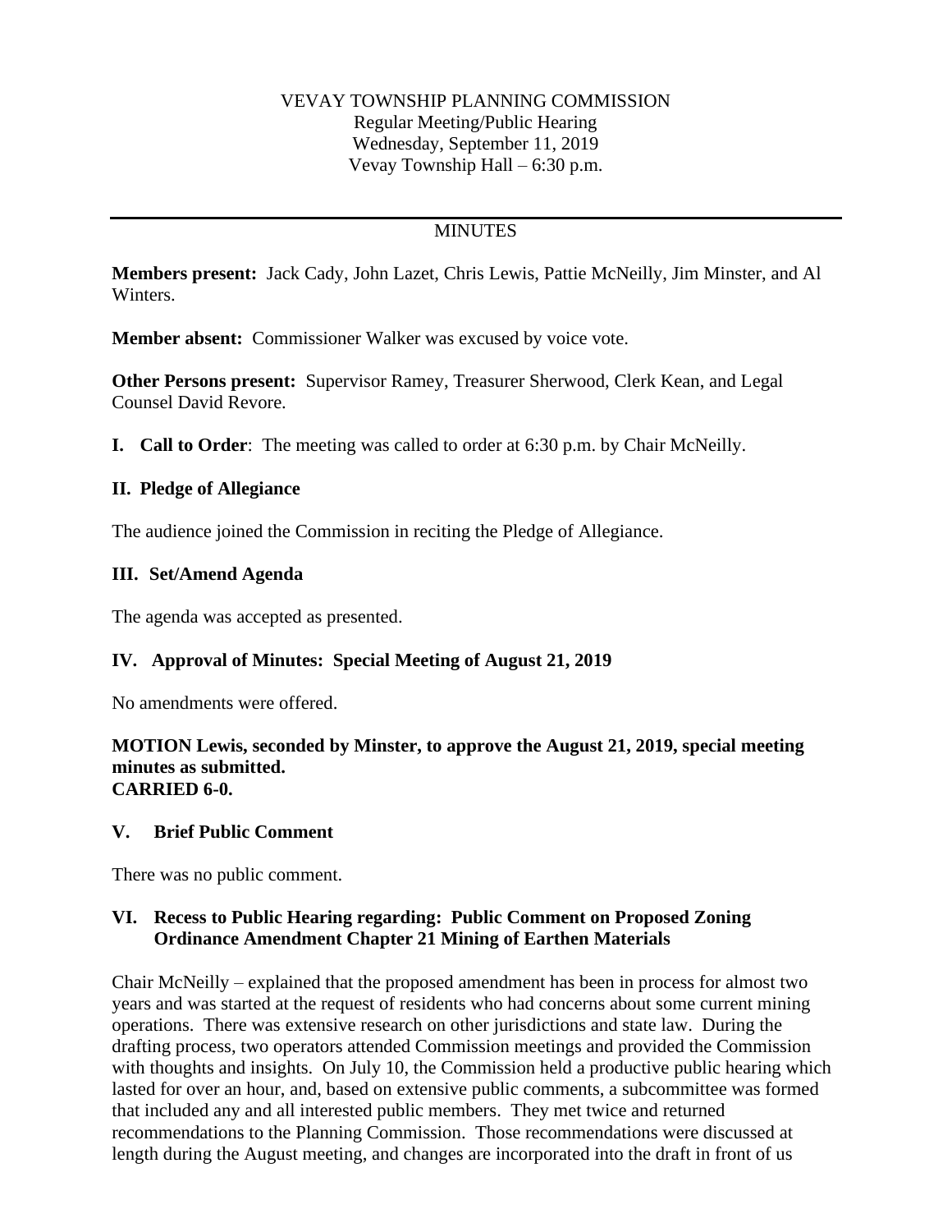VEVAY TOWNSHIP PLANNING COMMISSION
Regular Meeting/Public Hearing
Wednesday, September 11, 2019
Vevay Township Hall – 6:30 p.m.

---

MINUTES

**Members present:** Jack Cady, John Lazet, Chris Lewis, Pattie McNeilly, Jim Minster, and Al Winters.

**Member absent:** Commissioner Walker was excused by voice vote.

**Other Persons present:** Supervisor Ramey, Treasurer Sherwood, Clerk Kean, and Legal Counsel David Revore.

**I. Call to Order**: The meeting was called to order at 6:30 p.m. by Chair McNeilly.

**II. Pledge of Allegiance**

The audience joined the Commission in reciting the Pledge of Allegiance.

**III. Set/Amend Agenda**

The agenda was accepted as presented.

**IV. Approval of Minutes: Special Meeting of August 21, 2019**

No amendments were offered.

**MOTION Lewis, seconded by Minster, to approve the August 21, 2019, special meeting minutes as submitted.**
**CARRIED 6-0.**

**V. Brief Public Comment**

There was no public comment.

**VI. Recess to Public Hearing regarding: Public Comment on Proposed Zoning Ordinance Amendment Chapter 21 Mining of Earthen Materials**

Chair McNeilly – explained that the proposed amendment has been in process for almost two years and was started at the request of residents who had concerns about some current mining operations. There was extensive research on other jurisdictions and state law. During the drafting process, two operators attended Commission meetings and provided the Commission with thoughts and insights. On July 10, the Commission held a productive public hearing which lasted for over an hour, and, based on extensive public comments, a subcommittee was formed that included any and all interested public members. They met twice and returned recommendations to the Planning Commission. Those recommendations were discussed at length during the August meeting, and changes are incorporated into the draft in front of us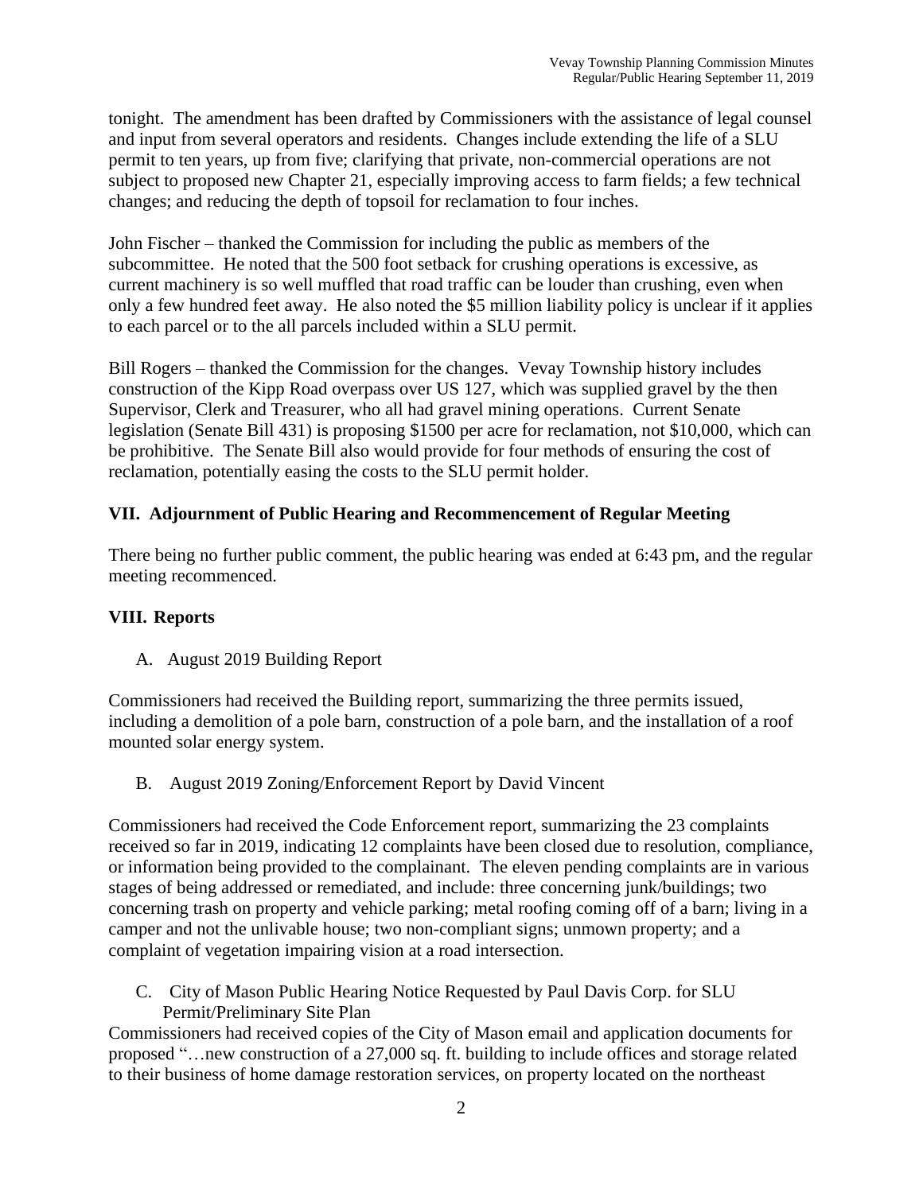tonight. The amendment has been drafted by Commissioners with the assistance of legal counsel and input from several operators and residents. Changes include extending the life of a SLU permit to ten years, up from five; clarifying that private, non-commercial operations are not subject to proposed new Chapter 21, especially improving access to farm fields; a few technical changes; and reducing the depth of topsoil for reclamation to four inches.

John Fischer – thanked the Commission for including the public as members of the subcommittee. He noted that the 500 foot setback for crushing operations is excessive, as current machinery is so well muffled that road traffic can be louder than crushing, even when only a few hundred feet away. He also noted the $5 million liability policy is unclear if it applies to each parcel or to the all parcels included within a SLU permit.

Bill Rogers – thanked the Commission for the changes. Vevay Township history includes construction of the Kipp Road overpass over US 127, which was supplied gravel by the then Supervisor, Clerk and Treasurer, who all had gravel mining operations. Current Senate legislation (Senate Bill 431) is proposing $1500 per acre for reclamation, not $10,000, which can be prohibitive. The Senate Bill also would provide for four methods of ensuring the cost of reclamation, potentially easing the costs to the SLU permit holder.

## VII. Adjournment of Public Hearing and Recommencement of Regular Meeting

There being no further public comment, the public hearing was ended at 6:43 pm, and the regular meeting recommenced.

## VIII. Reports

A. August 2019 Building Report

Commissioners had received the Building report, summarizing the three permits issued, including a demolition of a pole barn, construction of a pole barn, and the installation of a roof mounted solar energy system.

B. August 2019 Zoning/Enforcement Report by David Vincent

Commissioners had received the Code Enforcement report, summarizing the 23 complaints received so far in 2019, indicating 12 complaints have been closed due to resolution, compliance, or information being provided to the complainant. The eleven pending complaints are in various stages of being addressed or remediated, and include: three concerning junk/buildings; two concerning trash on property and vehicle parking; metal roofing coming off of a barn; living in a camper and not the unlivable house; two non-compliant signs; unmown property; and a complaint of vegetation impairing vision at a road intersection.

C. City of Mason Public Hearing Notice Requested by Paul Davis Corp. for SLU Permit/Preliminary Site Plan

Commissioners had received copies of the City of Mason email and application documents for proposed "…new construction of a 27,000 sq. ft. building to include offices and storage related to their business of home damage restoration services, on property located on the northeast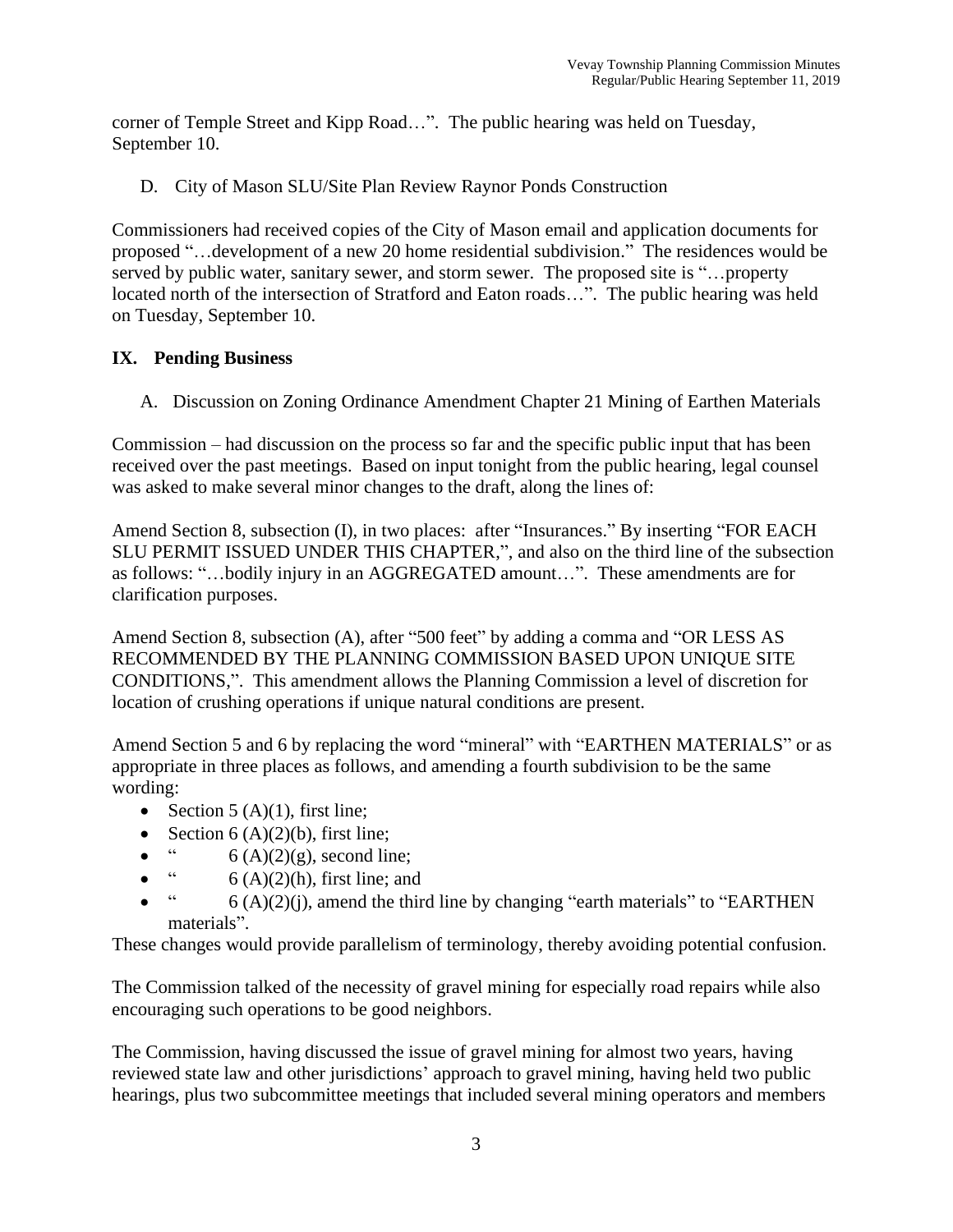corner of Temple Street and Kipp Road…". The public hearing was held on Tuesday, September 10.

D. City of Mason SLU/Site Plan Review Raynor Ponds Construction

Commissioners had received copies of the City of Mason email and application documents for proposed "…development of a new 20 home residential subdivision." The residences would be served by public water, sanitary sewer, and storm sewer. The proposed site is "…property located north of the intersection of Stratford and Eaton roads…". The public hearing was held on Tuesday, September 10.

## IX. Pending Business

A. Discussion on Zoning Ordinance Amendment Chapter 21 Mining of Earthen Materials

Commission – had discussion on the process so far and the specific public input that has been received over the past meetings. Based on input tonight from the public hearing, legal counsel was asked to make several minor changes to the draft, along the lines of:

Amend Section 8, subsection (I), in two places: after "Insurances." By inserting "FOR EACH SLU PERMIT ISSUED UNDER THIS CHAPTER,", and also on the third line of the subsection as follows: "…bodily injury in an AGGREGATED amount…". These amendments are for clarification purposes.

Amend Section 8, subsection (A), after "500 feet" by adding a comma and "OR LESS AS RECOMMENDED BY THE PLANNING COMMISSION BASED UPON UNIQUE SITE CONDITIONS,". This amendment allows the Planning Commission a level of discretion for location of crushing operations if unique natural conditions are present.

Amend Section 5 and 6 by replacing the word "mineral" with "EARTHEN MATERIALS" or as appropriate in three places as follows, and amending a fourth subdivision to be the same wording:

- Section 5 (A)(1), first line;
- Section 6 (A)(2)(b), first line;
- " 6 (A)(2)(g), second line;
- " 6 (A)(2)(h), first line; and
- " 6 (A)(2)(j), amend the third line by changing "earth materials" to "EARTHEN materials".

These changes would provide parallelism of terminology, thereby avoiding potential confusion.

The Commission talked of the necessity of gravel mining for especially road repairs while also encouraging such operations to be good neighbors.

The Commission, having discussed the issue of gravel mining for almost two years, having reviewed state law and other jurisdictions' approach to gravel mining, having held two public hearings, plus two subcommittee meetings that included several mining operators and members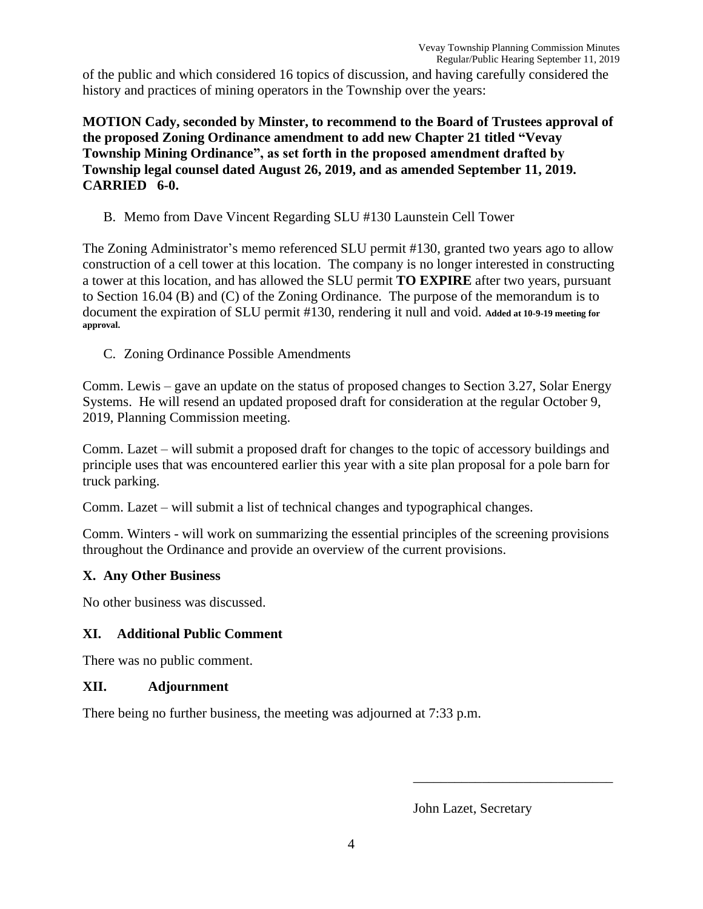of the public and which considered 16 topics of discussion, and having carefully considered the history and practices of mining operators in the Township over the years:

**MOTION Cady, seconded by Minster, to recommend to the Board of Trustees approval of the proposed Zoning Ordinance amendment to add new Chapter 21 titled "Vevay Township Mining Ordinance", as set forth in the proposed amendment drafted by Township legal counsel dated August 26, 2019, and as amended September 11, 2019. CARRIED 6-0.**

B. Memo from Dave Vincent Regarding SLU #130 Launstein Cell Tower

The Zoning Administrator's memo referenced SLU permit #130, granted two years ago to allow construction of a cell tower at this location. The company is no longer interested in constructing a tower at this location, and has allowed the SLU permit **TO EXPIRE** after two years, pursuant to Section 16.04 (B) and (C) of the Zoning Ordinance. The purpose of the memorandum is to document the expiration of SLU permit #130, rendering it null and void. **Added at 10-9-19 meeting for approval.**

C. Zoning Ordinance Possible Amendments

Comm. Lewis – gave an update on the status of proposed changes to Section 3.27, Solar Energy Systems. He will resend an updated proposed draft for consideration at the regular October 9, 2019, Planning Commission meeting.

Comm. Lazet – will submit a proposed draft for changes to the topic of accessory buildings and principle uses that was encountered earlier this year with a site plan proposal for a pole barn for truck parking.

Comm. Lazet – will submit a list of technical changes and typographical changes.

Comm. Winters - will work on summarizing the essential principles of the screening provisions throughout the Ordinance and provide an overview of the current provisions.

## X. Any Other Business

No other business was discussed.

## XI. Additional Public Comment

There was no public comment.

## XII. Adjournment

There being no further business, the meeting was adjourned at 7:33 p.m.

\_\_\_\_\_\_\_\_\_\_\_\_\_\_\_\_\_\_\_\_\_\_\_\_\_\_\_\_\_\_

John Lazet, Secretary